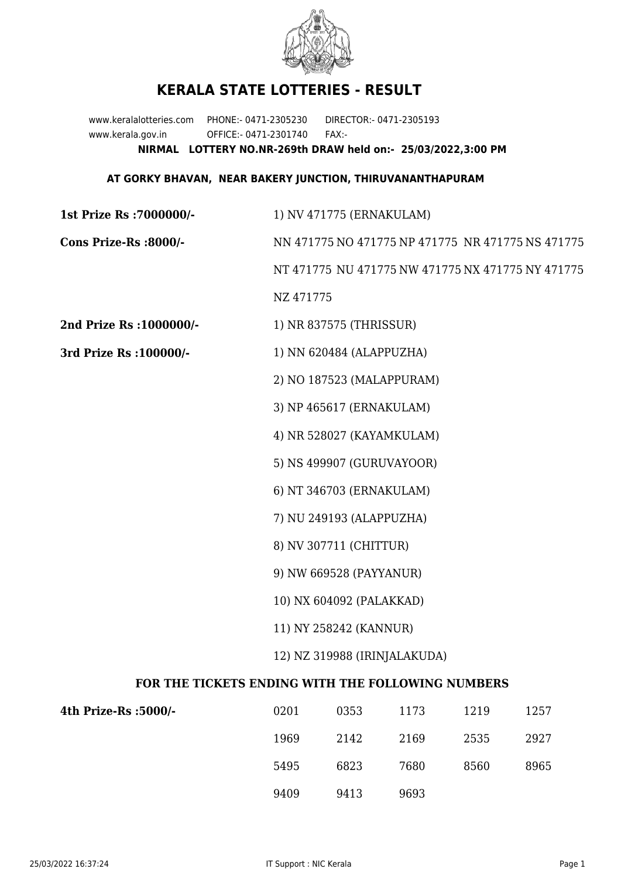# KERALA STATE LOTTERIES - RESULT

www.keralalotteries.com PHONE:- 0471-2305230 DIRECTOR:- 0471-2305193
www.kerala.gov.in OFFICE:- 0471-2301740 FAX:-

**NIRMAL LOTTERY NO.NR-269th DRAW held on:- 25/03/2022,3:00 PM**

**AT GORKY BHAVAN, NEAR BAKERY JUNCTION, THIRUVANANTHAPURAM**

**1st Prize Rs :7000000/-** 1) NV 471775 (ERNAKULAM)

**Cons Prize-Rs :8000/-** NN 471775 NO 471775 NP 471775 NR 471775 NS 471775 NT 471775 NU 471775 NW 471775 NX 471775 NY 471775 NZ 471775

**2nd Prize Rs :1000000/-** 1) NR 837575 (THRISSUR)

**3rd Prize Rs :100000/-**
1) NN 620484 (ALAPPUZHA)
2) NO 187523 (MALAPPURAM)
3) NP 465617 (ERNAKULAM)
4) NR 528027 (KAYAMKULAM)
5) NS 499907 (GURUVAYOOR)
6) NT 346703 (ERNAKULAM)
7) NU 249193 (ALAPPUZHA)
8) NV 307711 (CHITTUR)
9) NW 669528 (PAYYANUR)
10) NX 604092 (PALAKKAD)
11) NY 258242 (KANNUR)
12) NZ 319988 (IRINJALAKUDA)

### FOR THE TICKETS ENDING WITH THE FOLLOWING NUMBERS

**4th Prize-Rs :5000/-**

| | | | | |
|---|---|---|---|---|
| 0201 | 0353 | 1173 | 1219 | 1257 |
| 1969 | 2142 | 2169 | 2535 | 2927 |
| 5495 | 6823 | 7680 | 8560 | 8965 |
| 9409 | 9413 | 9693 | | |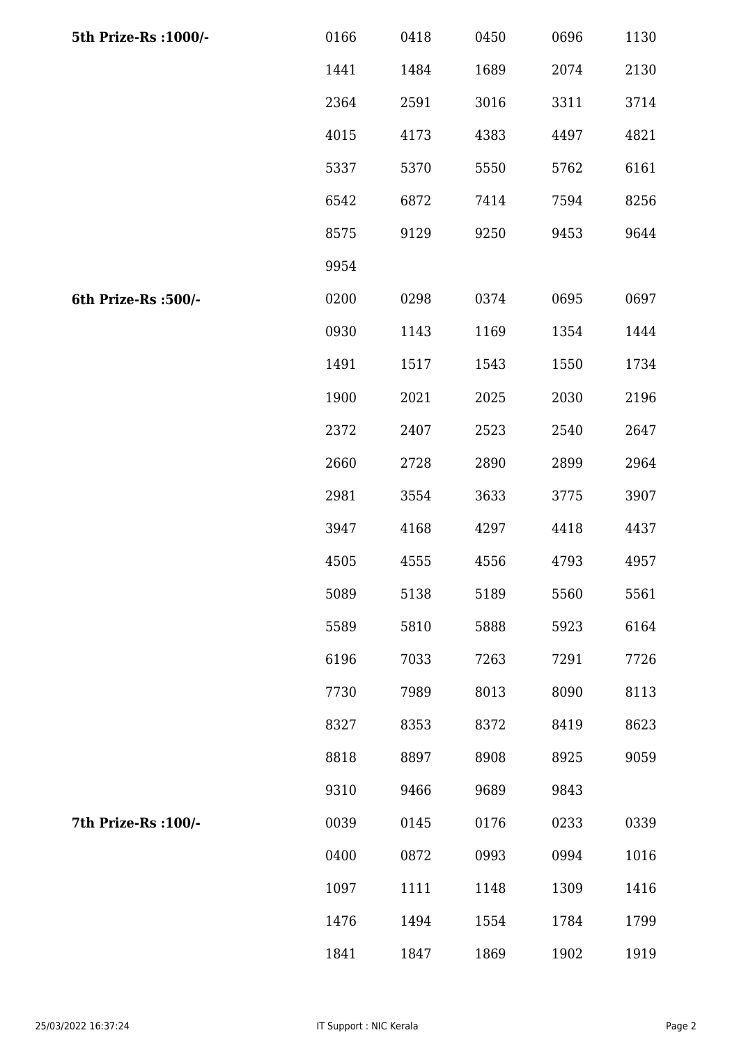| | | | | | |
|---|---|---|---|---|---|
| **5th Prize-Rs :1000/-** | 0166 | 0418 | 0450 | 0696 | 1130 |
| | 1441 | 1484 | 1689 | 2074 | 2130 |
| | 2364 | 2591 | 3016 | 3311 | 3714 |
| | 4015 | 4173 | 4383 | 4497 | 4821 |
| | 5337 | 5370 | 5550 | 5762 | 6161 |
| | 6542 | 6872 | 7414 | 7594 | 8256 |
| | 8575 | 9129 | 9250 | 9453 | 9644 |
| | 9954 | | | | |
| **6th Prize-Rs :500/-** | 0200 | 0298 | 0374 | 0695 | 0697 |
| | 0930 | 1143 | 1169 | 1354 | 1444 |
| | 1491 | 1517 | 1543 | 1550 | 1734 |
| | 1900 | 2021 | 2025 | 2030 | 2196 |
| | 2372 | 2407 | 2523 | 2540 | 2647 |
| | 2660 | 2728 | 2890 | 2899 | 2964 |
| | 2981 | 3554 | 3633 | 3775 | 3907 |
| | 3947 | 4168 | 4297 | 4418 | 4437 |
| | 4505 | 4555 | 4556 | 4793 | 4957 |
| | 5089 | 5138 | 5189 | 5560 | 5561 |
| | 5589 | 5810 | 5888 | 5923 | 6164 |
| | 6196 | 7033 | 7263 | 7291 | 7726 |
| | 7730 | 7989 | 8013 | 8090 | 8113 |
| | 8327 | 8353 | 8372 | 8419 | 8623 |
| | 8818 | 8897 | 8908 | 8925 | 9059 |
| | 9310 | 9466 | 9689 | 9843 | |
| **7th Prize-Rs :100/-** | 0039 | 0145 | 0176 | 0233 | 0339 |
| | 0400 | 0872 | 0993 | 0994 | 1016 |
| | 1097 | 1111 | 1148 | 1309 | 1416 |
| | 1476 | 1494 | 1554 | 1784 | 1799 |
| | 1841 | 1847 | 1869 | 1902 | 1919 |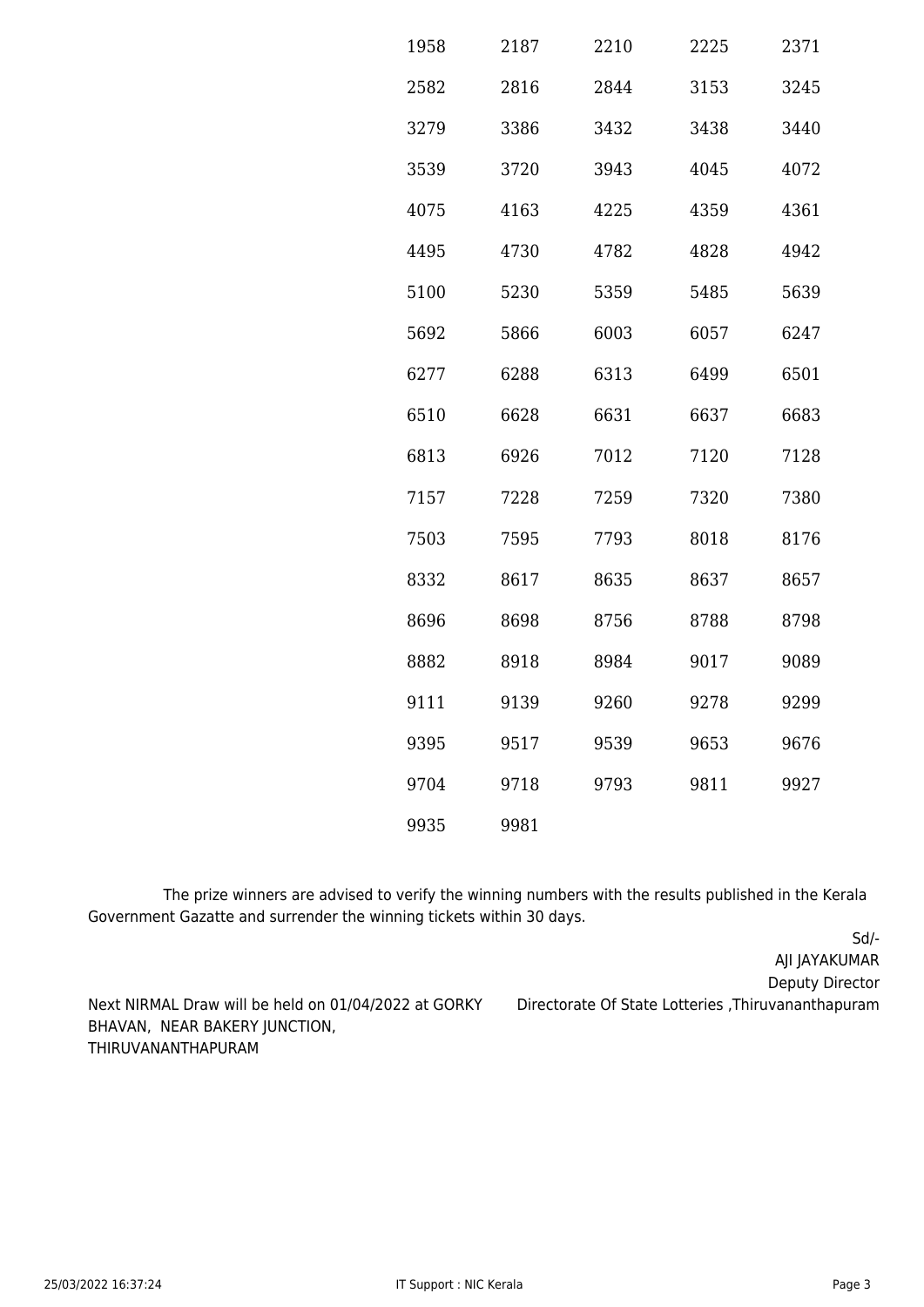| | | | | |
|---|---|---|---|---|
| 1958 | 2187 | 2210 | 2225 | 2371 |
| 2582 | 2816 | 2844 | 3153 | 3245 |
| 3279 | 3386 | 3432 | 3438 | 3440 |
| 3539 | 3720 | 3943 | 4045 | 4072 |
| 4075 | 4163 | 4225 | 4359 | 4361 |
| 4495 | 4730 | 4782 | 4828 | 4942 |
| 5100 | 5230 | 5359 | 5485 | 5639 |
| 5692 | 5866 | 6003 | 6057 | 6247 |
| 6277 | 6288 | 6313 | 6499 | 6501 |
| 6510 | 6628 | 6631 | 6637 | 6683 |
| 6813 | 6926 | 7012 | 7120 | 7128 |
| 7157 | 7228 | 7259 | 7320 | 7380 |
| 7503 | 7595 | 7793 | 8018 | 8176 |
| 8332 | 8617 | 8635 | 8637 | 8657 |
| 8696 | 8698 | 8756 | 8788 | 8798 |
| 8882 | 8918 | 8984 | 9017 | 9089 |
| 9111 | 9139 | 9260 | 9278 | 9299 |
| 9395 | 9517 | 9539 | 9653 | 9676 |
| 9704 | 9718 | 9793 | 9811 | 9927 |
| 9935 | 9981 | | | |

The prize winners are advised to verify the winning numbers with the results published in the Kerala Government Gazatte and surrender the winning tickets within 30 days.

Sd/-
AJI JAYAKUMAR
Deputy Director
Directorate Of State Lotteries ,Thiruvananthapuram

Next NIRMAL Draw will be held on 01/04/2022 at GORKY BHAVAN, NEAR BAKERY JUNCTION, THIRUVANANTHAPURAM